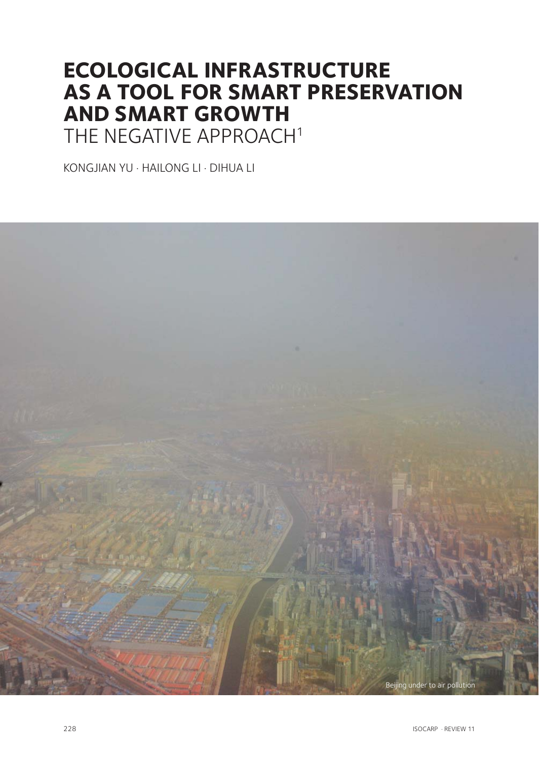# ECOLOGICAL INFRASTRUCTURE AS A TOOL FOR SMART PRESERVATION AND SMART GROWTH

## THE NEGATIVE APPROACH[1]

KONGJIAN YU · HAILONG LI · DIHUA LI

Beijing under to air pollution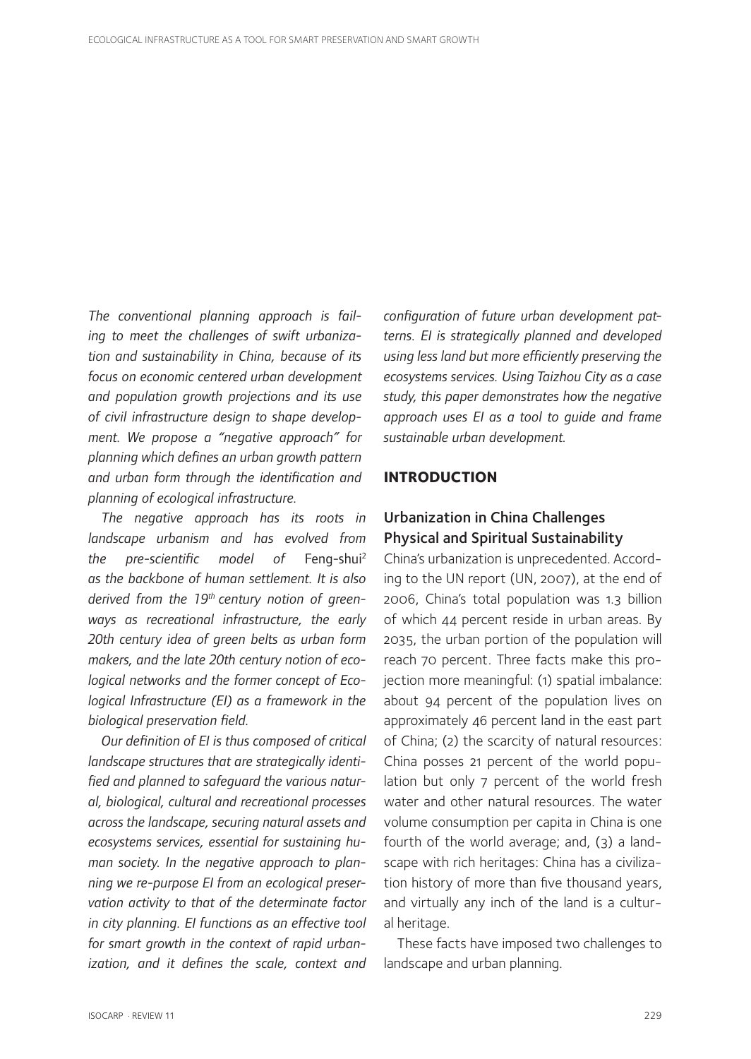*The conventional planning approach is failing to meet the challenges of swift urbanization and sustainability in China, because of its focus on economic centered urban development and population growth projections and its use of civil infrastructure design to shape development. We propose a "negative approach" for planning which defines an urban growth pattern and urban form through the identification and planning of ecological infrastructure.*

*The negative approach has its roots in landscape urbanism and has evolved from the pre-scientific model of* Feng-shui[2] *as the backbone of human settlement. It is also derived from the 19th century notion of greenways as recreational infrastructure, the early 20th century idea of green belts as urban form makers, and the late 20th century notion of ecological networks and the former concept of Ecological Infrastructure (EI) as a framework in the biological preservation field.*

*Our definition of EI is thus composed of critical landscape structures that are strategically identified and planned to safeguard the various natural, biological, cultural and recreational processes across the landscape, securing natural assets and ecosystems services, essential for sustaining human society. In the negative approach to planning we re-purpose EI from an ecological preservation activity to that of the determinate factor in city planning. EI functions as an effective tool for smart growth in the context of rapid urbanization, and it defines the scale, context and configuration of future urban development patterns. EI is strategically planned and developed using less land but more efficiently preserving the ecosystems services. Using Taizhou City as a case study, this paper demonstrates how the negative approach uses EI as a tool to guide and frame sustainable urban development.*

## INTRODUCTION

### Urbanization in China Challenges Physical and Spiritual Sustainability

China's urbanization is unprecedented. According to the UN report (UN, 2007), at the end of 2006, China's total population was 1.3 billion of which 44 percent reside in urban areas. By 2035, the urban portion of the population will reach 70 percent. Three facts make this projection more meaningful: (1) spatial imbalance: about 94 percent of the population lives on approximately 46 percent land in the east part of China; (2) the scarcity of natural resources: China posses 21 percent of the world population but only 7 percent of the world fresh water and other natural resources. The water volume consumption per capita in China is one fourth of the world average; and, (3) a landscape with rich heritages: China has a civilization history of more than five thousand years, and virtually any inch of the land is a cultural heritage.

These facts have imposed two challenges to landscape and urban planning.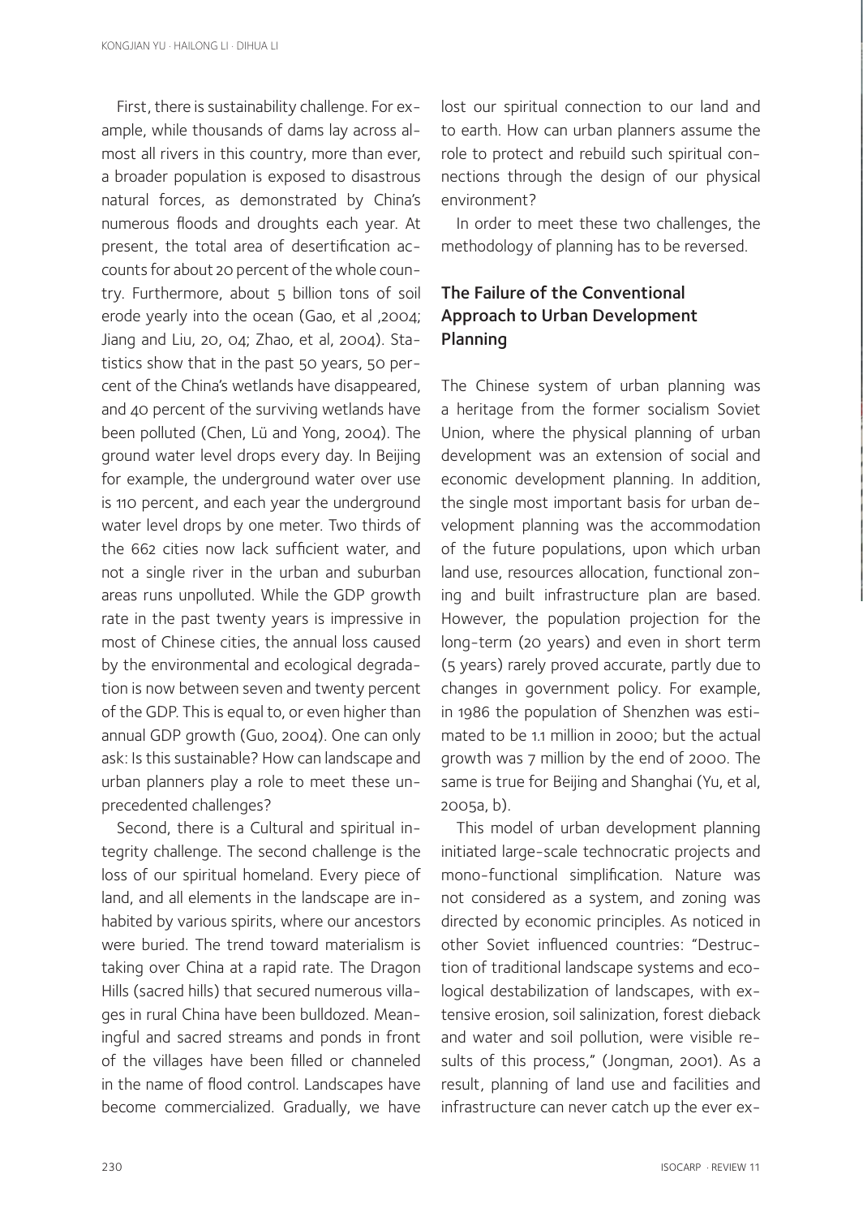First, there is sustainability challenge. For example, while thousands of dams lay across almost all rivers in this country, more than ever, a broader population is exposed to disastrous natural forces, as demonstrated by China's numerous floods and droughts each year. At present, the total area of desertification accounts for about 20 percent of the whole country. Furthermore, about 5 billion tons of soil erode yearly into the ocean (Gao, et al ,2004; Jiang and Liu, 20, 04; Zhao, et al, 2004). Statistics show that in the past 50 years, 50 percent of the China's wetlands have disappeared, and 40 percent of the surviving wetlands have been polluted (Chen, Lü and Yong, 2004). The ground water level drops every day. In Beijing for example, the underground water over use is 110 percent, and each year the underground water level drops by one meter. Two thirds of the 662 cities now lack sufficient water, and not a single river in the urban and suburban areas runs unpolluted. While the GDP growth rate in the past twenty years is impressive in most of Chinese cities, the annual loss caused by the environmental and ecological degradation is now between seven and twenty percent of the GDP. This is equal to, or even higher than annual GDP growth (Guo, 2004). One can only ask: Is this sustainable? How can landscape and urban planners play a role to meet these unprecedented challenges?

Second, there is a Cultural and spiritual integrity challenge. The second challenge is the loss of our spiritual homeland. Every piece of land, and all elements in the landscape are inhabited by various spirits, where our ancestors were buried. The trend toward materialism is taking over China at a rapid rate. The Dragon Hills (sacred hills) that secured numerous villages in rural China have been bulldozed. Meaningful and sacred streams and ponds in front of the villages have been filled or channeled in the name of flood control. Landscapes have become commercialized. Gradually, we have lost our spiritual connection to our land and to earth. How can urban planners assume the role to protect and rebuild such spiritual connections through the design of our physical environment?

In order to meet these two challenges, the methodology of planning has to be reversed.

## The Failure of the Conventional Approach to Urban Development Planning

The Chinese system of urban planning was a heritage from the former socialism Soviet Union, where the physical planning of urban development was an extension of social and economic development planning. In addition, the single most important basis for urban development planning was the accommodation of the future populations, upon which urban land use, resources allocation, functional zoning and built infrastructure plan are based. However, the population projection for the long-term (20 years) and even in short term (5 years) rarely proved accurate, partly due to changes in government policy. For example, in 1986 the population of Shenzhen was estimated to be 1.1 million in 2000; but the actual growth was 7 million by the end of 2000. The same is true for Beijing and Shanghai (Yu, et al, 2005a, b).

This model of urban development planning initiated large-scale technocratic projects and mono-functional simplification. Nature was not considered as a system, and zoning was directed by economic principles. As noticed in other Soviet influenced countries: "Destruction of traditional landscape systems and ecological destabilization of landscapes, with extensive erosion, soil salinization, forest dieback and water and soil pollution, were visible results of this process," (Jongman, 2001). As a result, planning of land use and facilities and infrastructure can never catch up the ever ex-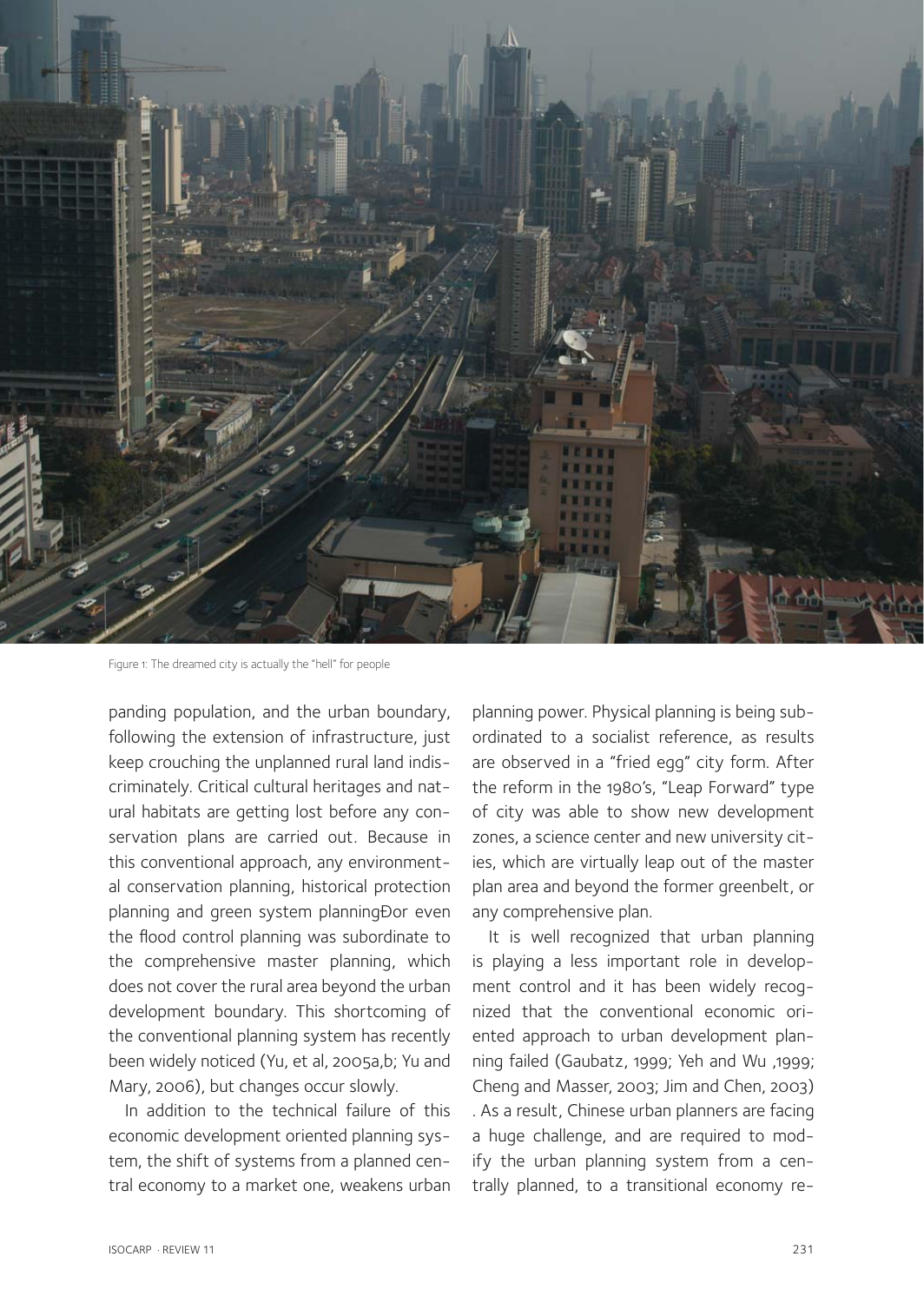Figure 1: The dreamed city is actually the "hell" for people

panding population, and the urban boundary, following the extension of infrastructure, just keep crouching the unplanned rural land indiscriminately. Critical cultural heritages and natural habitats are getting lost before any conservation plans are carried out. Because in this conventional approach, any environmental conservation planning, historical protection planning and green system planningÐor even the flood control planning was subordinate to the comprehensive master planning, which does not cover the rural area beyond the urban development boundary. This shortcoming of the conventional planning system has recently been widely noticed (Yu, et al, 2005a,b; Yu and Mary, 2006), but changes occur slowly.

In addition to the technical failure of this economic development oriented planning system, the shift of systems from a planned central economy to a market one, weakens urban planning power. Physical planning is being subordinated to a socialist reference, as results are observed in a "fried egg" city form. After the reform in the 1980's, "Leap Forward" type of city was able to show new development zones, a science center and new university cities, which are virtually leap out of the master plan area and beyond the former greenbelt, or any comprehensive plan.

It is well recognized that urban planning is playing a less important role in development control and it has been widely recognized that the conventional economic oriented approach to urban development planning failed (Gaubatz, 1999; Yeh and Wu ,1999; Cheng and Masser, 2003; Jim and Chen, 2003) . As a result, Chinese urban planners are facing a huge challenge, and are required to modify the urban planning system from a centrally planned, to a transitional economy re-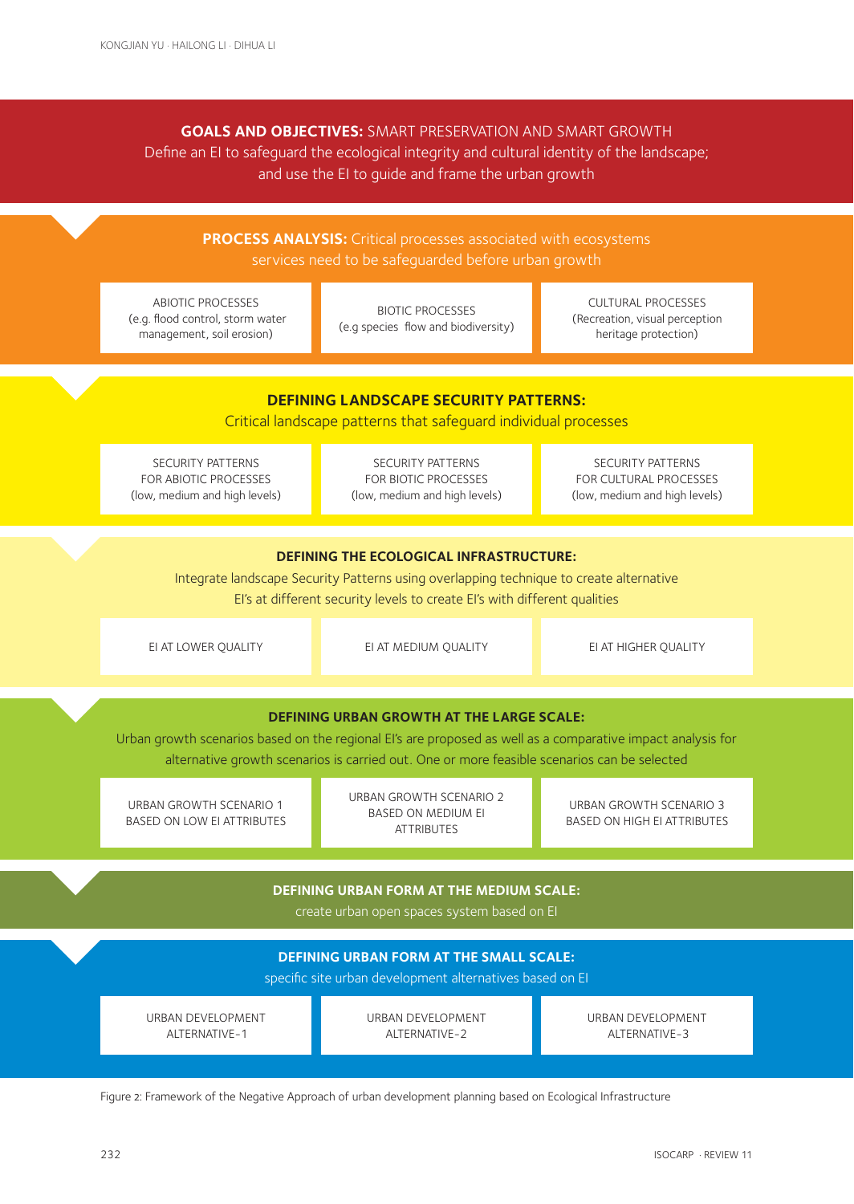**GOALS AND OBJECTIVES:** SMART PRESERVATION AND SMART GROWTH
Define an EI to safeguard the ecological integrity and cultural identity of the landscape; and use the EI to guide and frame the urban growth

**PROCESS ANALYSIS:** Critical processes associated with ecosystems services need to be safeguarded before urban growth

| ABIOTIC PROCESSES (e.g. flood control, storm water management, soil erosion) | BIOTIC PROCESSES (e.g species flow and biodiversity) | CULTURAL PROCESSES (Recreation, visual perception heritage protection) |
|---|---|---|

**DEFINING LANDSCAPE SECURITY PATTERNS:**
Critical landscape patterns that safeguard individual processes

| SECURITY PATTERNS FOR ABIOTIC PROCESSES (low, medium and high levels) | SECURITY PATTERNS FOR BIOTIC PROCESSES (low, medium and high levels) | SECURITY PATTERNS FOR CULTURAL PROCESSES (low, medium and high levels) |
|---|---|---|

**DEFINING THE ECOLOGICAL INFRASTRUCTURE:**
Integrate landscape Security Patterns using overlapping technique to create alternative EI's at different security levels to create EI's with different qualities

| EI AT LOWER QUALITY | EI AT MEDIUM QUALITY | EI AT HIGHER QUALITY |
|---|---|---|

**DEFINING URBAN GROWTH AT THE LARGE SCALE:**
Urban growth scenarios based on the regional EI's are proposed as well as a comparative impact analysis for alternative growth scenarios is carried out. One or more feasible scenarios can be selected

| URBAN GROWTH SCENARIO 1 BASED ON LOW EI ATTRIBUTES | URBAN GROWTH SCENARIO 2 BASED ON MEDIUM EI ATTRIBUTES | URBAN GROWTH SCENARIO 3 BASED ON HIGH EI ATTRIBUTES |
|---|---|---|

**DEFINING URBAN FORM AT THE MEDIUM SCALE:**
create urban open spaces system based on EI

**DEFINING URBAN FORM AT THE SMALL SCALE:**
specific site urban development alternatives based on EI

| URBAN DEVELOPMENT ALTERNATIVE-1 | URBAN DEVELOPMENT ALTERNATIVE-2 | URBAN DEVELOPMENT ALTERNATIVE-3 |
|---|---|---|

Figure 2: Framework of the Negative Approach of urban development planning based on Ecological Infrastructure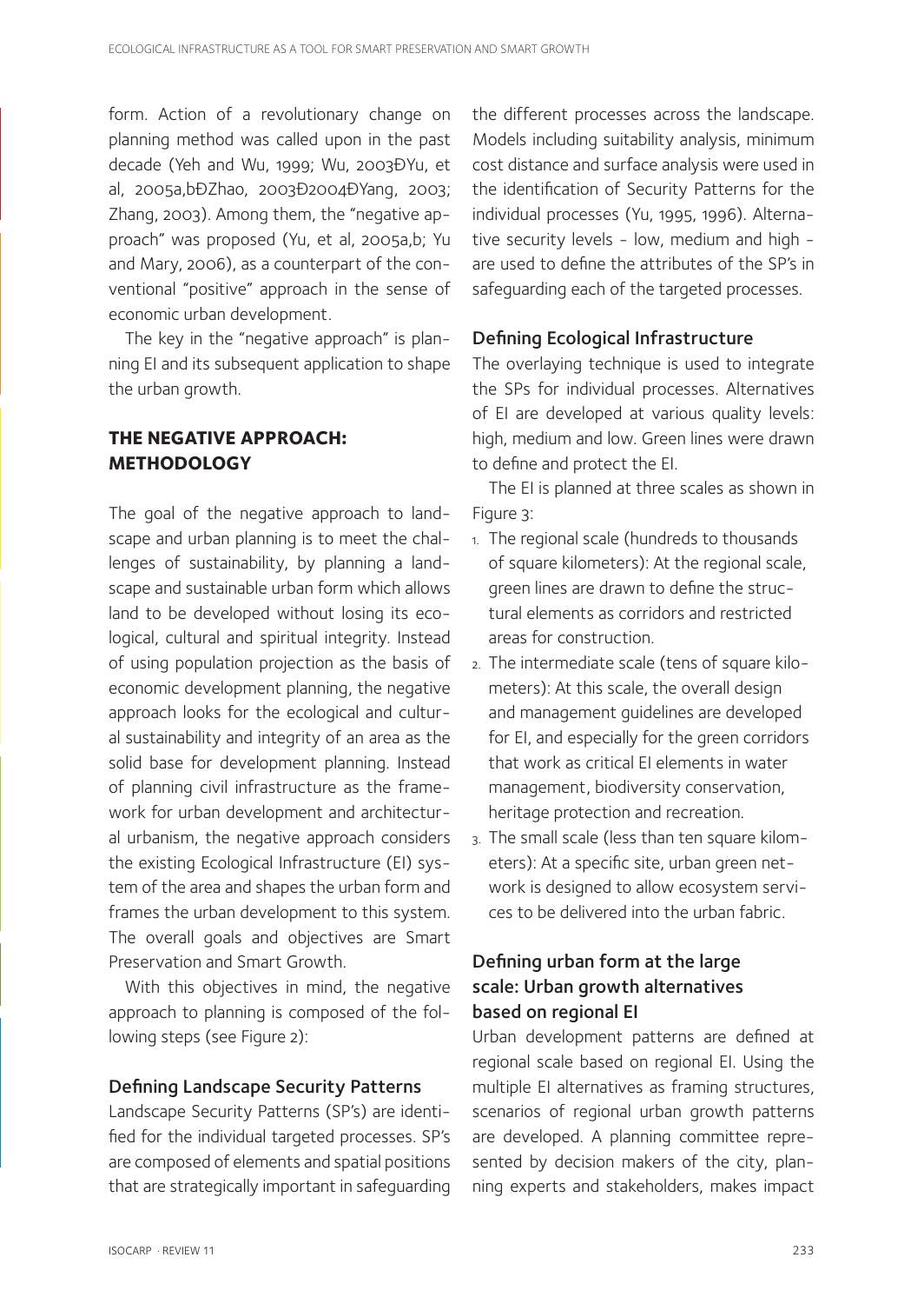form. Action of a revolutionary change on planning method was called upon in the past decade (Yeh and Wu, 1999; Wu, 2003ÐYu, et al, 2005a,bÐZhao, 2003Ð2004ÐYang, 2003; Zhang, 2003). Among them, the "negative approach" was proposed (Yu, et al, 2005a,b; Yu and Mary, 2006), as a counterpart of the conventional "positive" approach in the sense of economic urban development.

The key in the "negative approach" is planning EI and its subsequent application to shape the urban growth.

## THE NEGATIVE APPROACH: METHODOLOGY

The goal of the negative approach to landscape and urban planning is to meet the challenges of sustainability, by planning a landscape and sustainable urban form which allows land to be developed without losing its ecological, cultural and spiritual integrity. Instead of using population projection as the basis of economic development planning, the negative approach looks for the ecological and cultural sustainability and integrity of an area as the solid base for development planning. Instead of planning civil infrastructure as the framework for urban development and architectural urbanism, the negative approach considers the existing Ecological Infrastructure (EI) system of the area and shapes the urban form and frames the urban development to this system. The overall goals and objectives are Smart Preservation and Smart Growth.

With this objectives in mind, the negative approach to planning is composed of the following steps (see Figure 2):

### Defining Landscape Security Patterns

Landscape Security Patterns (SP's) are identified for the individual targeted processes. SP's are composed of elements and spatial positions that are strategically important in safeguarding the different processes across the landscape. Models including suitability analysis, minimum cost distance and surface analysis were used in the identification of Security Patterns for the individual processes (Yu, 1995, 1996). Alternative security levels - low, medium and high - are used to define the attributes of the SP's in safeguarding each of the targeted processes.

### Defining Ecological Infrastructure

The overlaying technique is used to integrate the SPs for individual processes. Alternatives of EI are developed at various quality levels: high, medium and low. Green lines were drawn to define and protect the EI.

The EI is planned at three scales as shown in Figure 3:

1. The regional scale (hundreds to thousands of square kilometers): At the regional scale, green lines are drawn to define the structural elements as corridors and restricted areas for construction.
2. The intermediate scale (tens of square kilometers): At this scale, the overall design and management guidelines are developed for EI, and especially for the green corridors that work as critical EI elements in water management, biodiversity conservation, heritage protection and recreation.
3. The small scale (less than ten square kilometers): At a specific site, urban green network is designed to allow ecosystem services to be delivered into the urban fabric.

### Defining urban form at the large scale: Urban growth alternatives based on regional EI

Urban development patterns are defined at regional scale based on regional EI. Using the multiple EI alternatives as framing structures, scenarios of regional urban growth patterns are developed. A planning committee represented by decision makers of the city, planning experts and stakeholders, makes impact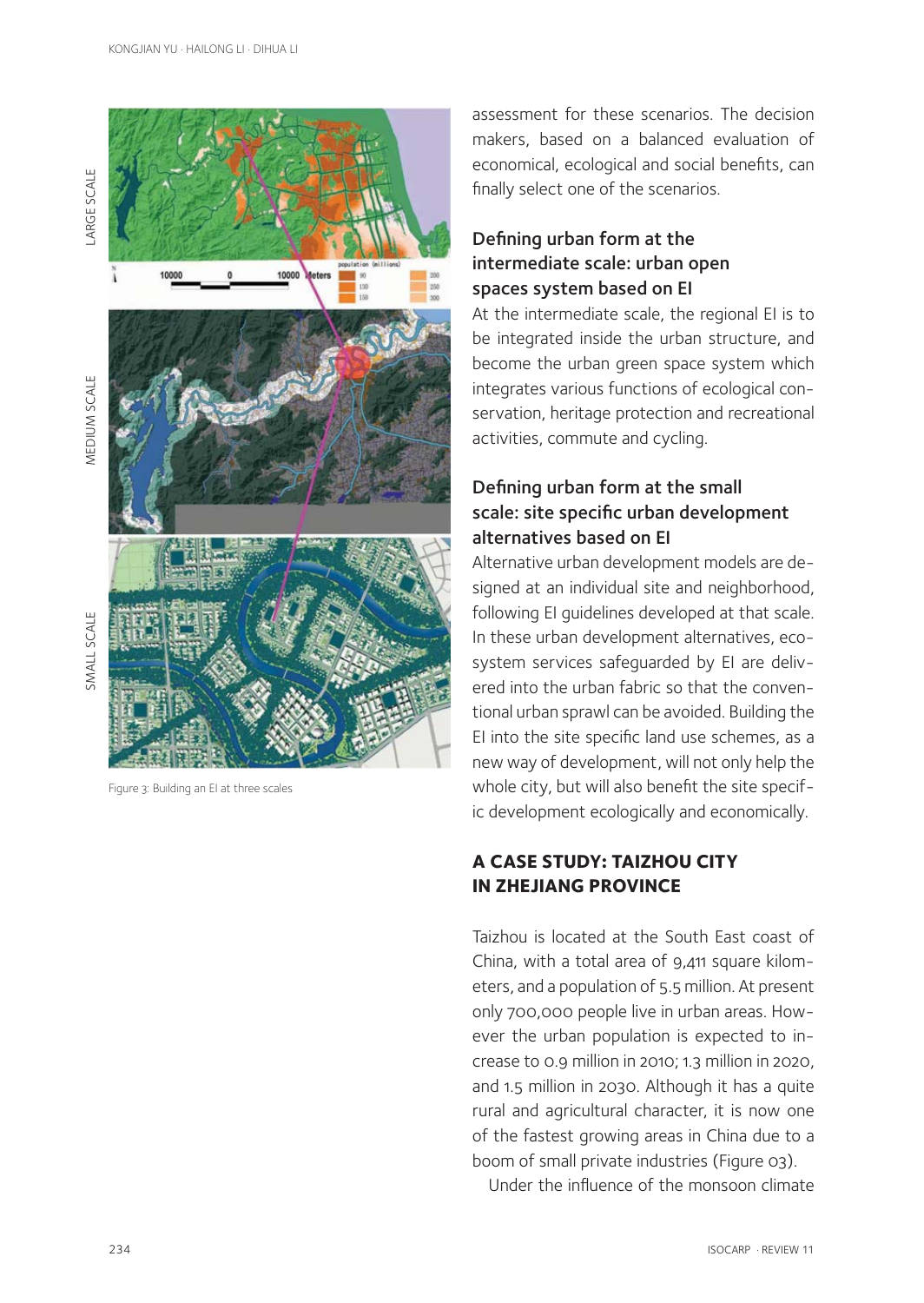Figure 3: Building an EI at three scales

assessment for these scenarios. The decision makers, based on a balanced evaluation of economical, ecological and social benefits, can finally select one of the scenarios.

### Defining urban form at the intermediate scale: urban open spaces system based on EI

At the intermediate scale, the regional EI is to be integrated inside the urban structure, and become the urban green space system which integrates various functions of ecological conservation, heritage protection and recreational activities, commute and cycling.

### Defining urban form at the small scale: site specific urban development alternatives based on EI

Alternative urban development models are designed at an individual site and neighborhood, following EI guidelines developed at that scale. In these urban development alternatives, ecosystem services safeguarded by EI are delivered into the urban fabric so that the conventional urban sprawl can be avoided. Building the EI into the site specific land use schemes, as a new way of development, will not only help the whole city, but will also benefit the site specific development ecologically and economically.

## A CASE STUDY: TAIZHOU CITY IN ZHEJIANG PROVINCE

Taizhou is located at the South East coast of China, with a total area of 9,411 square kilometers, and a population of 5.5 million. At present only 700,000 people live in urban areas. However the urban population is expected to increase to 0.9 million in 2010; 1.3 million in 2020, and 1.5 million in 2030. Although it has a quite rural and agricultural character, it is now one of the fastest growing areas in China due to a boom of small private industries (Figure 03).

Under the influence of the monsoon climate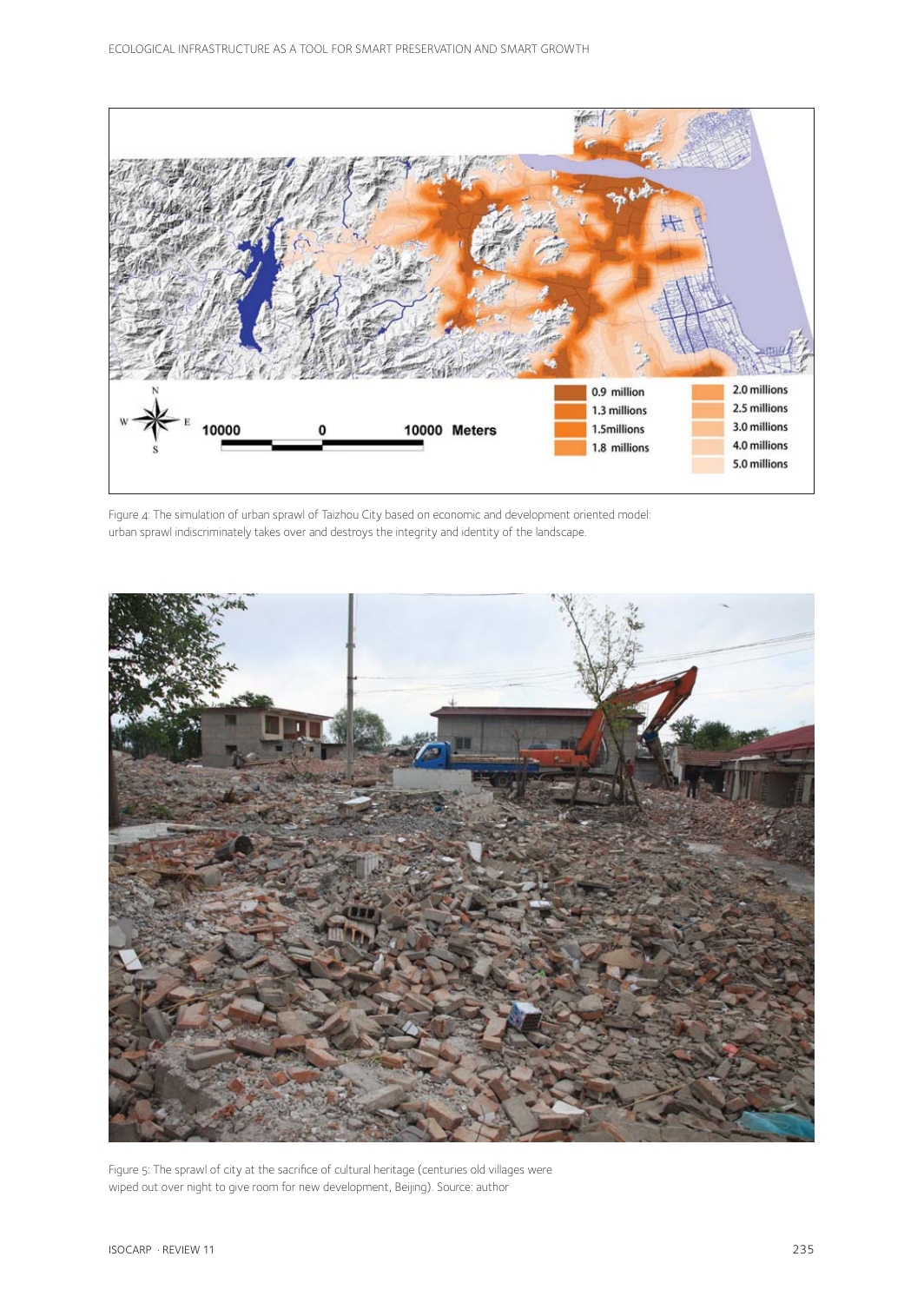Figure 4: The simulation of urban sprawl of Taizhou City based on economic and development oriented model: urban sprawl indiscriminately takes over and destroys the integrity and identity of the landscape.

Figure 5: The sprawl of city at the sacrifice of cultural heritage (centuries old villages were wiped out over night to give room for new development, Beijing). Source: author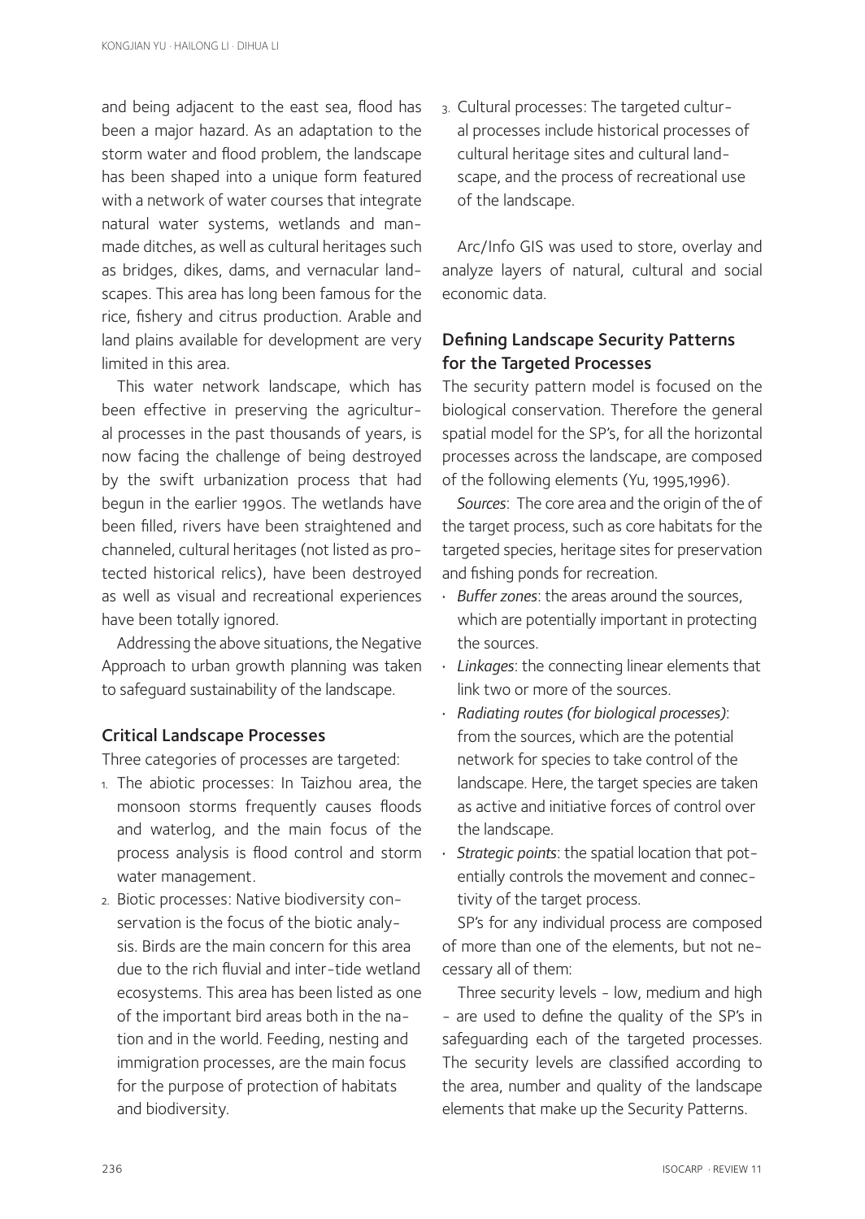and being adjacent to the east sea, flood has been a major hazard. As an adaptation to the storm water and flood problem, the landscape has been shaped into a unique form featured with a network of water courses that integrate natural water systems, wetlands and man-made ditches, as well as cultural heritages such as bridges, dikes, dams, and vernacular landscapes. This area has long been famous for the rice, fishery and citrus production. Arable and land plains available for development are very limited in this area.

This water network landscape, which has been effective in preserving the agricultural processes in the past thousands of years, is now facing the challenge of being destroyed by the swift urbanization process that had begun in the earlier 1990s. The wetlands have been filled, rivers have been straightened and channeled, cultural heritages (not listed as protected historical relics), have been destroyed as well as visual and recreational experiences have been totally ignored.

Addressing the above situations, the Negative Approach to urban growth planning was taken to safeguard sustainability of the landscape.

### Critical Landscape Processes

Three categories of processes are targeted:

1. The abiotic processes: In Taizhou area, the monsoon storms frequently causes floods and waterlog, and the main focus of the process analysis is flood control and storm water management.
2. Biotic processes: Native biodiversity conservation is the focus of the biotic analysis. Birds are the main concern for this area due to the rich fluvial and inter-tide wetland ecosystems. This area has been listed as one of the important bird areas both in the nation and in the world. Feeding, nesting and immigration processes, are the main focus for the purpose of protection of habitats and biodiversity.
3. Cultural processes: The targeted cultural processes include historical processes of cultural heritage sites and cultural landscape, and the process of recreational use of the landscape.

Arc/Info GIS was used to store, overlay and analyze layers of natural, cultural and social economic data.

### Defining Landscape Security Patterns for the Targeted Processes

The security pattern model is focused on the biological conservation. Therefore the general spatial model for the SP's, for all the horizontal processes across the landscape, are composed of the following elements (Yu, 1995,1996).

*Sources*: The core area and the origin of the of the target process, such as core habitats for the targeted species, heritage sites for preservation and fishing ponds for recreation.

- *Buffer zones*: the areas around the sources, which are potentially important in protecting the sources.
- *Linkages*: the connecting linear elements that link two or more of the sources.
- *Radiating routes (for biological processes)*: from the sources, which are the potential network for species to take control of the landscape. Here, the target species are taken as active and initiative forces of control over the landscape.
- *Strategic points*: the spatial location that potentially controls the movement and connectivity of the target process.

SP's for any individual process are composed of more than one of the elements, but not necessary all of them:

Three security levels - low, medium and high - are used to define the quality of the SP's in safeguarding each of the targeted processes. The security levels are classified according to the area, number and quality of the landscape elements that make up the Security Patterns.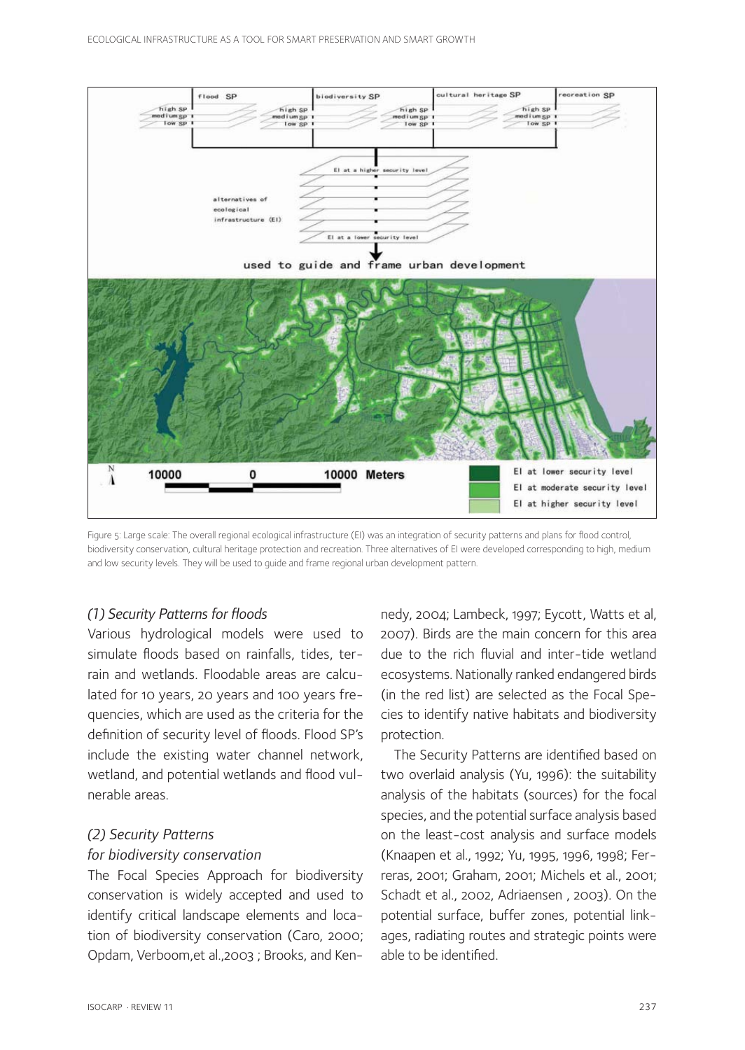Figure 5: Large scale: The overall regional ecological infrastructure (EI) was an integration of security patterns and plans for flood control, biodiversity conservation, cultural heritage protection and recreation. Three alternatives of EI were developed corresponding to high, medium and low security levels. They will be used to guide and frame regional urban development pattern.

*(1) Security Patterns for floods*

Various hydrological models were used to simulate floods based on rainfalls, tides, terrain and wetlands. Floodable areas are calculated for 10 years, 20 years and 100 years frequencies, which are used as the criteria for the definition of security level of floods. Flood SP's include the existing water channel network, wetland, and potential wetlands and flood vulnerable areas.

*(2) Security Patterns for biodiversity conservation*

The Focal Species Approach for biodiversity conservation is widely accepted and used to identify critical landscape elements and location of biodiversity conservation (Caro, 2000; Opdam, Verboom,et al.,2003 ; Brooks, and Kennedy, 2004; Lambeck, 1997; Eycott, Watts et al, 2007). Birds are the main concern for this area due to the rich fluvial and inter-tide wetland ecosystems. Nationally ranked endangered birds (in the red list) are selected as the Focal Species to identify native habitats and biodiversity protection.

The Security Patterns are identified based on two overlaid analysis (Yu, 1996): the suitability analysis of the habitats (sources) for the focal species, and the potential surface analysis based on the least-cost analysis and surface models (Knaapen et al., 1992; Yu, 1995, 1996, 1998; Ferreras, 2001; Graham, 2001; Michels et al., 2001; Schadt et al., 2002, Adriaensen , 2003). On the potential surface, buffer zones, potential linkages, radiating routes and strategic points were able to be identified.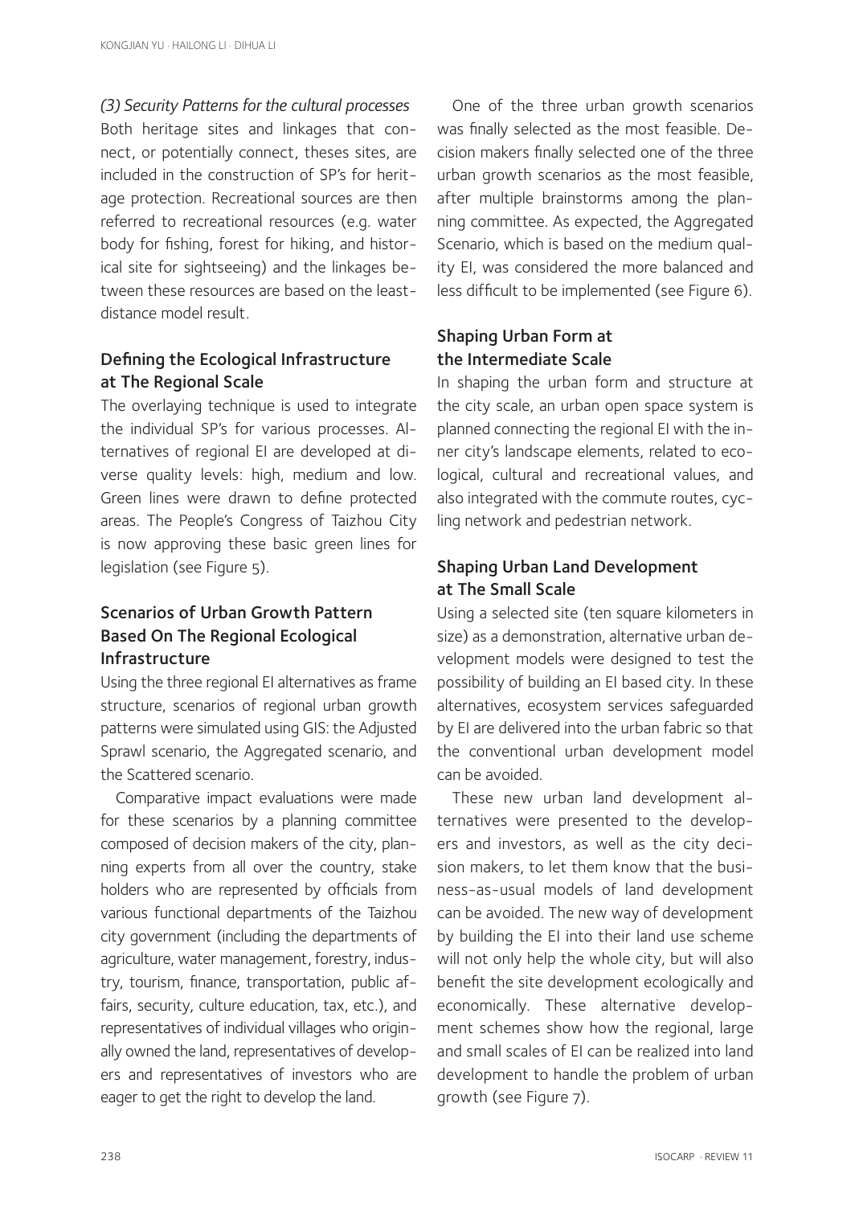*(3) Security Patterns for the cultural processes*

Both heritage sites and linkages that connect, or potentially connect, theses sites, are included in the construction of SP's for heritage protection. Recreational sources are then referred to recreational resources (e.g. water body for fishing, forest for hiking, and historical site for sightseeing) and the linkages between these resources are based on the least-distance model result.

## Defining the Ecological Infrastructure at The Regional Scale

The overlaying technique is used to integrate the individual SP's for various processes. Alternatives of regional EI are developed at diverse quality levels: high, medium and low. Green lines were drawn to define protected areas. The People's Congress of Taizhou City is now approving these basic green lines for legislation (see Figure 5).

## Scenarios of Urban Growth Pattern Based On The Regional Ecological Infrastructure

Using the three regional EI alternatives as frame structure, scenarios of regional urban growth patterns were simulated using GIS: the Adjusted Sprawl scenario, the Aggregated scenario, and the Scattered scenario.

Comparative impact evaluations were made for these scenarios by a planning committee composed of decision makers of the city, planning experts from all over the country, stake holders who are represented by officials from various functional departments of the Taizhou city government (including the departments of agriculture, water management, forestry, industry, tourism, finance, transportation, public affairs, security, culture education, tax, etc.), and representatives of individual villages who originally owned the land, representatives of developers and representatives of investors who are eager to get the right to develop the land.

One of the three urban growth scenarios was finally selected as the most feasible. Decision makers finally selected one of the three urban growth scenarios as the most feasible, after multiple brainstorms among the planning committee. As expected, the Aggregated Scenario, which is based on the medium quality EI, was considered the more balanced and less difficult to be implemented (see Figure 6).

## Shaping Urban Form at the Intermediate Scale

In shaping the urban form and structure at the city scale, an urban open space system is planned connecting the regional EI with the inner city's landscape elements, related to ecological, cultural and recreational values, and also integrated with the commute routes, cycling network and pedestrian network.

## Shaping Urban Land Development at The Small Scale

Using a selected site (ten square kilometers in size) as a demonstration, alternative urban development models were designed to test the possibility of building an EI based city. In these alternatives, ecosystem services safeguarded by EI are delivered into the urban fabric so that the conventional urban development model can be avoided.

These new urban land development alternatives were presented to the developers and investors, as well as the city decision makers, to let them know that the business-as-usual models of land development can be avoided. The new way of development by building the EI into their land use scheme will not only help the whole city, but will also benefit the site development ecologically and economically. These alternative development schemes show how the regional, large and small scales of EI can be realized into land development to handle the problem of urban growth (see Figure 7).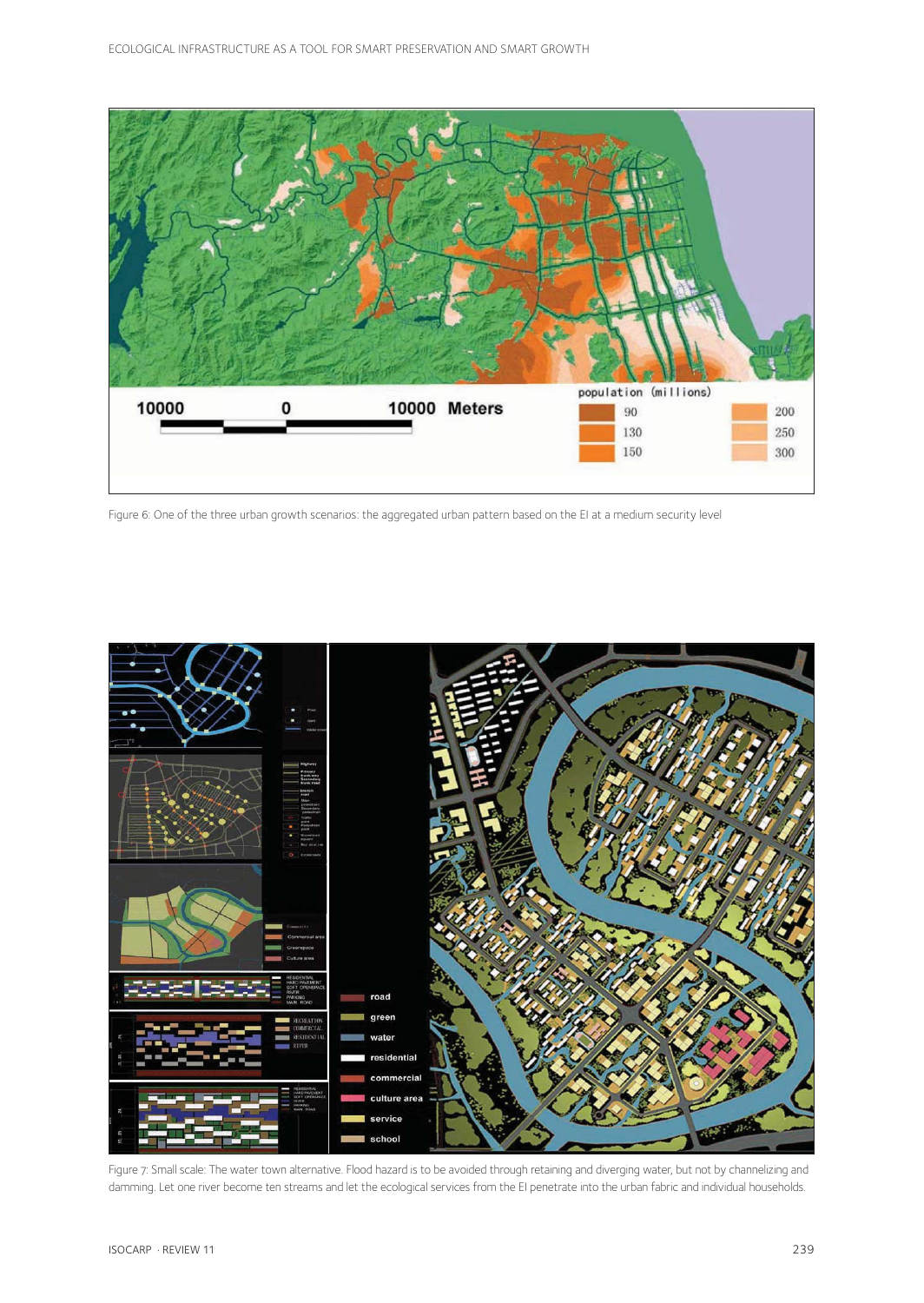Figure 6: One of the three urban growth scenarios: the aggregated urban pattern based on the EI at a medium security level

Figure 7: Small scale: The water town alternative. Flood hazard is to be avoided through retaining and diverging water, but not by channelizing and damming. Let one river become ten streams and let the ecological services from the EI penetrate into the urban fabric and individual households.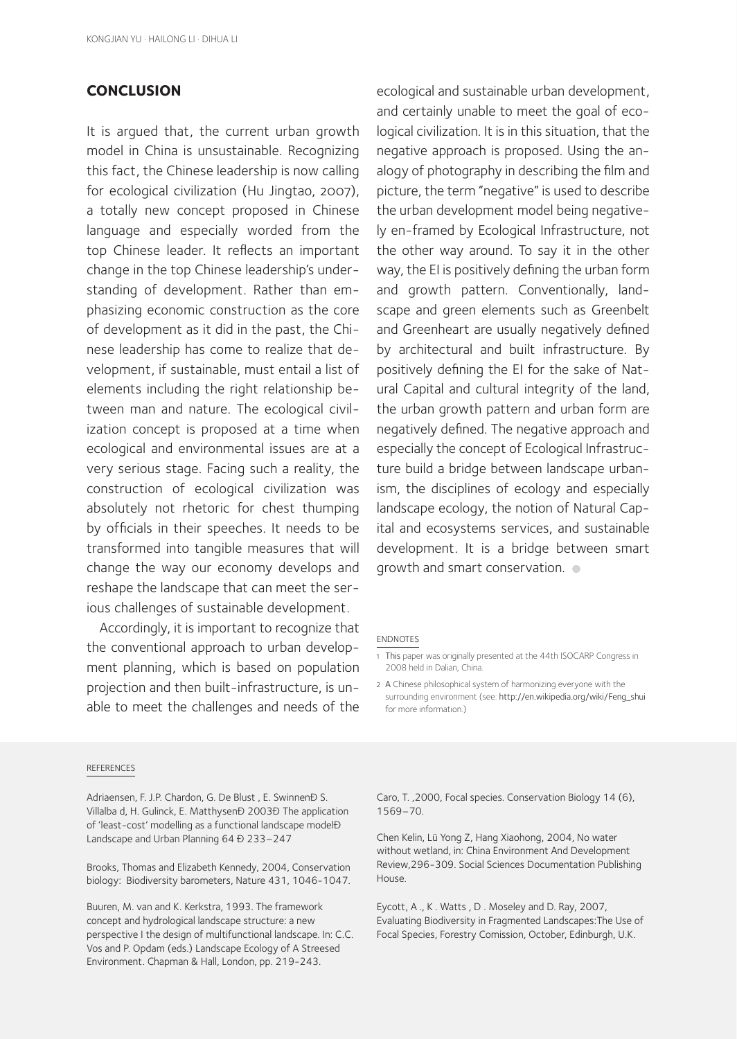## CONCLUSION

It is argued that, the current urban growth model in China is unsustainable. Recognizing this fact, the Chinese leadership is now calling for ecological civilization (Hu Jingtao, 2007), a totally new concept proposed in Chinese language and especially worded from the top Chinese leader. It reflects an important change in the top Chinese leadership's understanding of development. Rather than emphasizing economic construction as the core of development as it did in the past, the Chinese leadership has come to realize that development, if sustainable, must entail a list of elements including the right relationship between man and nature. The ecological civilization concept is proposed at a time when ecological and environmental issues are at a very serious stage. Facing such a reality, the construction of ecological civilization was absolutely not rhetoric for chest thumping by officials in their speeches. It needs to be transformed into tangible measures that will change the way our economy develops and reshape the landscape that can meet the serious challenges of sustainable development.

Accordingly, it is important to recognize that the conventional approach to urban development planning, which is based on population projection and then built-infrastructure, is unable to meet the challenges and needs of the ecological and sustainable urban development, and certainly unable to meet the goal of ecological civilization. It is in this situation, that the negative approach is proposed. Using the analogy of photography in describing the film and picture, the term "negative" is used to describe the urban development model being negatively en-framed by Ecological Infrastructure, not the other way around. To say it in the other way, the EI is positively defining the urban form and growth pattern. Conventionally, landscape and green elements such as Greenbelt and Greenheart are usually negatively defined by architectural and built infrastructure. By positively defining the EI for the sake of Natural Capital and cultural integrity of the land, the urban growth pattern and urban form are negatively defined. The negative approach and especially the concept of Ecological Infrastructure build a bridge between landscape urbanism, the disciplines of ecology and especially landscape ecology, the notion of Natural Capital and ecosystems services, and sustainable development. It is a bridge between smart growth and smart conservation.

ENDNOTES

1 This paper was originally presented at the 44th ISOCARP Congress in 2008 held in Dalian, China.

2 A Chinese philosophical system of harmonizing everyone with the surrounding environment (see: http://en.wikipedia.org/wiki/Feng_shui for more information.)

REFERENCES

Adriaensen, F. J.P. Chardon, G. De Blust , E. SwinnenÐ S. Villalba d, H. Gulinck, E. MatthysenÐ 2003Ð The application of 'least-cost' modelling as a functional landscape modelÐ Landscape and Urban Planning 64 Ð 233–247

Brooks, Thomas and Elizabeth Kennedy, 2004, Conservation biology: Biodiversity barometers, Nature 431, 1046-1047.

Buuren, M. van and K. Kerkstra, 1993. The framework concept and hydrological landscape structure: a new perspective I the design of multifunctional landscape. In: C.C. Vos and P. Opdam (eds.) Landscape Ecology of A Streesed Environment. Chapman & Hall, London, pp. 219-243.

Caro, T. ,2000, Focal species. Conservation Biology 14 (6), 1569–70.

Chen Kelin, Lü Yong Z, Hang Xiaohong, 2004, No water without wetland, in: China Environment And Development Review,296-309. Social Sciences Documentation Publishing House.

Eycott, A ., K . Watts , D . Moseley and D. Ray, 2007, Evaluating Biodiversity in Fragmented Landscapes:The Use of Focal Species, Forestry Comission, October, Edinburgh, U.K.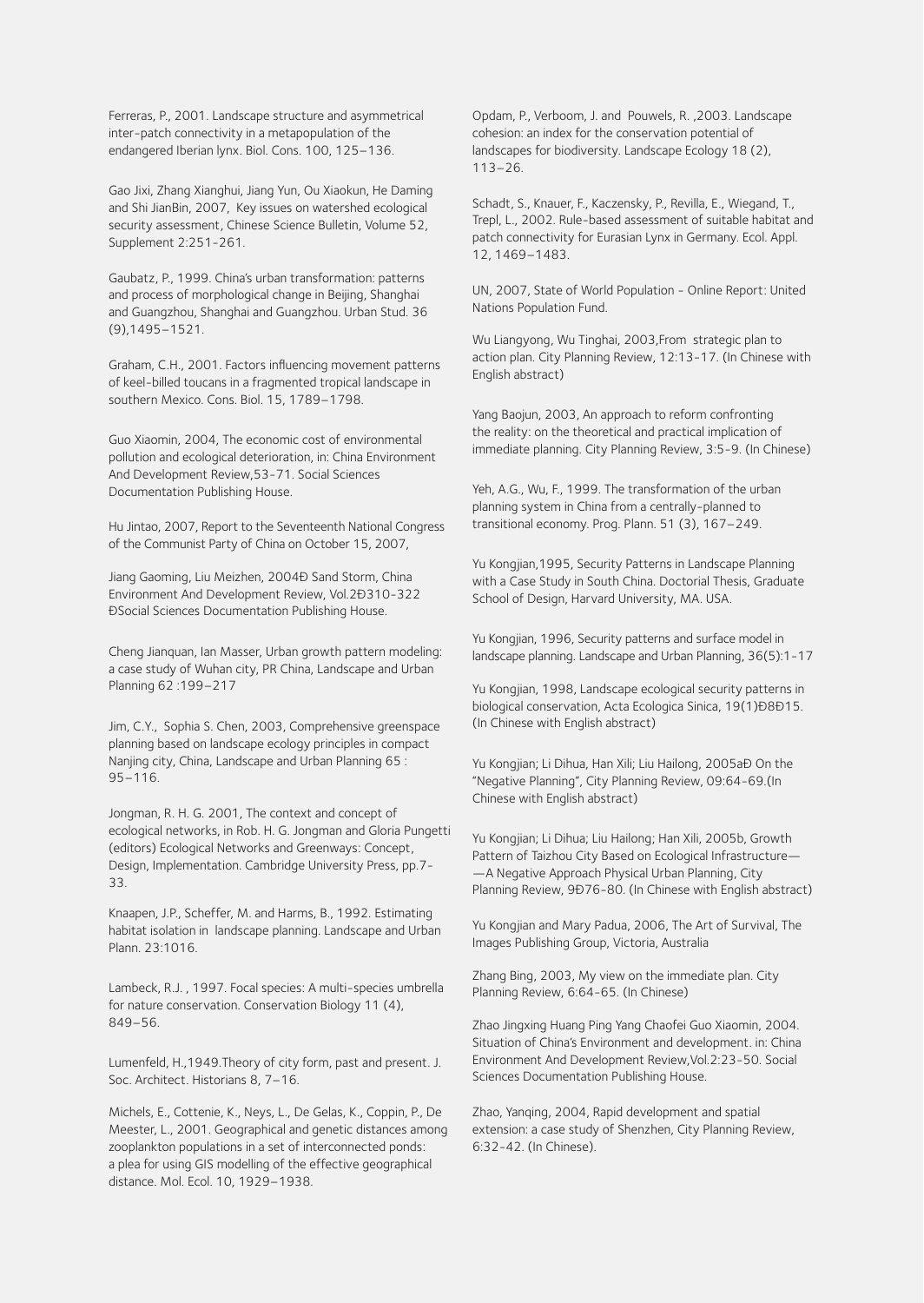Ferreras, P., 2001. Landscape structure and asymmetrical inter-patch connectivity in a metapopulation of the endangered Iberian lynx. Biol. Cons. 100, 125–136.

Gao Jixi, Zhang Xianghui, Jiang Yun, Ou Xiaokun, He Daming and Shi JianBin, 2007, Key issues on watershed ecological security assessment, Chinese Science Bulletin, Volume 52, Supplement 2:251-261.

Gaubatz, P., 1999. China's urban transformation: patterns and process of morphological change in Beijing, Shanghai and Guangzhou, Shanghai and Guangzhou. Urban Stud. 36 (9),1495–1521.

Graham, C.H., 2001. Factors influencing movement patterns of keel-billed toucans in a fragmented tropical landscape in southern Mexico. Cons. Biol. 15, 1789–1798.

Guo Xiaomin, 2004, The economic cost of environmental pollution and ecological deterioration, in: China Environment And Development Review,53-71. Social Sciences Documentation Publishing House.

Hu Jintao, 2007, Report to the Seventeenth National Congress of the Communist Party of China on October 15, 2007,

Jiang Gaoming, Liu Meizhen, 2004Ð Sand Storm, China Environment And Development Review, Vol.2Ð310-322 ÐSocial Sciences Documentation Publishing House.

Cheng Jianquan, Ian Masser, Urban growth pattern modeling: a case study of Wuhan city, PR China, Landscape and Urban Planning 62 :199–217

Jim, C.Y., Sophia S. Chen, 2003, Comprehensive greenspace planning based on landscape ecology principles in compact Nanjing city, China, Landscape and Urban Planning 65 : 95–116.

Jongman, R. H. G. 2001, The context and concept of ecological networks, in Rob. H. G. Jongman and Gloria Pungetti (editors) Ecological Networks and Greenways: Concept, Design, Implementation. Cambridge University Press, pp.7-33.

Knaapen, J.P., Scheffer, M. and Harms, B., 1992. Estimating habitat isolation in landscape planning. Landscape and Urban Plann. 23:1016.

Lambeck, R.J. , 1997. Focal species: A multi-species umbrella for nature conservation. Conservation Biology 11 (4), 849–56.

Lumenfeld, H.,1949.Theory of city form, past and present. J. Soc. Architect. Historians 8, 7–16.

Michels, E., Cottenie, K., Neys, L., De Gelas, K., Coppin, P., De Meester, L., 2001. Geographical and genetic distances among zooplankton populations in a set of interconnected ponds: a plea for using GIS modelling of the effective geographical distance. Mol. Ecol. 10, 1929–1938.

Opdam, P., Verboom, J. and Pouwels, R. ,2003. Landscape cohesion: an index for the conservation potential of landscapes for biodiversity. Landscape Ecology 18 (2), 113–26.

Schadt, S., Knauer, F., Kaczensky, P., Revilla, E., Wiegand, T., Trepl, L., 2002. Rule-based assessment of suitable habitat and patch connectivity for Eurasian Lynx in Germany. Ecol. Appl. 12, 1469–1483.

UN, 2007, State of World Population - Online Report: United Nations Population Fund.

Wu Liangyong, Wu Tinghai, 2003,From strategic plan to action plan. City Planning Review, 12:13-17. (In Chinese with English abstract)

Yang Baojun, 2003, An approach to reform confronting the reality: on the theoretical and practical implication of immediate planning. City Planning Review, 3:5-9. (In Chinese)

Yeh, A.G., Wu, F., 1999. The transformation of the urban planning system in China from a centrally-planned to transitional economy. Prog. Plann. 51 (3), 167–249.

Yu Kongjian,1995, Security Patterns in Landscape Planning with a Case Study in South China. Doctorial Thesis, Graduate School of Design, Harvard University, MA. USA.

Yu Kongjian, 1996, Security patterns and surface model in landscape planning. Landscape and Urban Planning, 36(5):1-17

Yu Kongjian, 1998, Landscape ecological security patterns in biological conservation, Acta Ecologica Sinica, 19(1)Ð8Ð15. (In Chinese with English abstract)

Yu Kongjian; Li Dihua, Han Xili; Liu Hailong, 2005aÐ On the "Negative Planning", City Planning Review, 09:64-69.(In Chinese with English abstract)

Yu Kongjian; Li Dihua; Liu Hailong; Han Xili, 2005b, Growth Pattern of Taizhou City Based on Ecological Infrastructure——A Negative Approach Physical Urban Planning, City Planning Review, 9Ð76-80. (In Chinese with English abstract)

Yu Kongjian and Mary Padua, 2006, The Art of Survival, The Images Publishing Group, Victoria, Australia

Zhang Bing, 2003, My view on the immediate plan. City Planning Review, 6:64-65. (In Chinese)

Zhao Jingxing Huang Ping Yang Chaofei Guo Xiaomin, 2004. Situation of China's Environment and development. in: China Environment And Development Review,Vol.2:23-50. Social Sciences Documentation Publishing House.

Zhao, Yanqing, 2004, Rapid development and spatial extension: a case study of Shenzhen, City Planning Review, 6:32-42. (In Chinese).